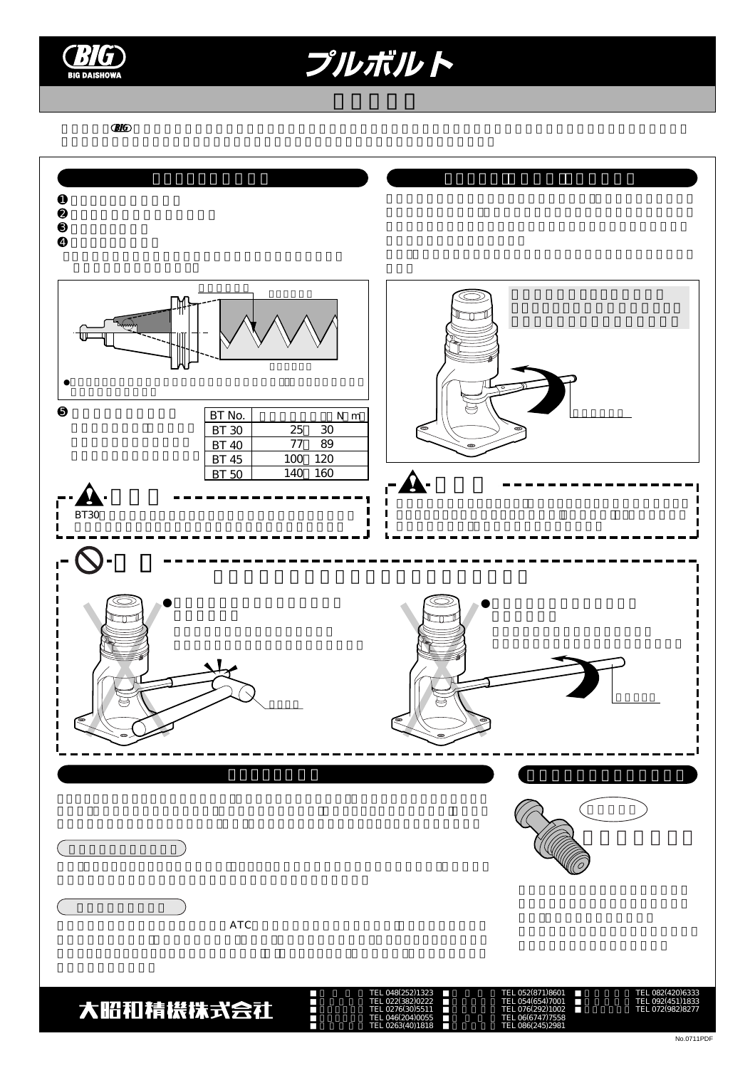# プルボルト

BIG DAISHOWA

| BT No. | N m |
|---|---|
| BT 30 | 25 30 |
| BT 40 | 77 89 |
| BT 45 | 100 120 |
| BT 50 | 140 160 |

BT30

ATC

大昭和精機株式会社

TEL 048(252)1323
TEL 022(382)0222
TEL 0276(30)5511
TEL 046(204)0055
TEL 0263(40)1818
TEL 052(871)8601
TEL 054(654)7001
TEL 076(292)1002
TEL 06(6747)7558
TEL 086(245)2981
TEL 082(420)6333
TEL 092(451)1833
TEL 072(982)8277

No.0711PDF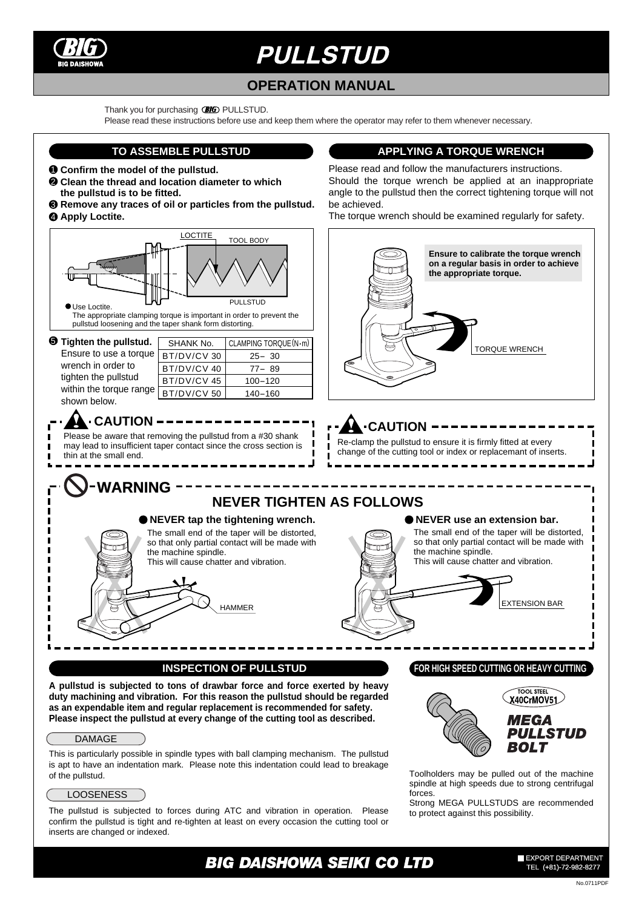# PULLSTUD

## OPERATION MANUAL

Thank you for purchasing BIG PULLSTUD.
Please read these instructions before use and keep them where the operator may refer to them whenever necessary.

## TO ASSEMBLE PULLSTUD

1. **Confirm the model of the pullstud.**
2. **Clean the thread and location diameter to which the pullstud is to be fitted.**
3. **Remove any traces of oil or particles from the pullstud.**
4. **Apply Loctite.**

LOCTITE

TOOL BODY

PULLSTUD

● Use Loctite.
The appropriate clamping torque is important in order to prevent the pullstud loosening and the taper shank form distorting.

5. **Tighten the pullstud.**
Ensure to use a torque wrench in order to tighten the pullstud within the torque range shown below.

| SHANK No. | CLAMPING TORQUE(N·m) |
|---|---|
| BT/DV/CV 30 | 25– 30 |
| BT/DV/CV 40 | 77– 89 |
| BT/DV/CV 45 | 100–120 |
| BT/DV/CV 50 | 140–160 |

### CAUTION

Please be aware that removing the pullstud from a #30 shank may lead to insufficient taper contact since the cross section is thin at the small end.

## APPLYING A TORQUE WRENCH

Please read and follow the manufacturers instructions.
Should the torque wrench be applied at an inappropriate angle to the pullstud then the correct tightening torque will not be achieved.
The torque wrench should be examined regularly for safety.

**Ensure to calibrate the torque wrench on a regular basis in order to achieve the appropriate torque.**

TORQUE WRENCH

### CAUTION

Re-clamp the pullstud to ensure it is firmly fitted at every change of the cutting tool or index or replacemant of inserts.

## WARNING

### NEVER TIGHTEN AS FOLLOWS

● **NEVER tap the tightening wrench.**
The small end of the taper will be distorted, so that only partial contact will be made with the machine spindle.
This will cause chatter and vibration.

HAMMER

● **NEVER use an extension bar.**
The small end of the taper will be distorted, so that only partial contact will be made with the machine spindle.
This will cause chatter and vibration.

EXTENSION BAR

## INSPECTION OF PULLSTUD

**A pullstud is subjected to tons of drawbar force and force exerted by heavy duty machining and vibration. For this reason the pullstud should be regarded as an expendable item and regular replacement is recommended for safety. Please inspect the pullstud at every change of the cutting tool as described.**

### DAMAGE

This is particularly possible in spindle types with ball clamping mechanism. The pullstud is apt to have an indentation mark. Please note this indentation could lead to breakage of the pullstud.

### LOOSENESS

The pullstud is subjected to forces during ATC and vibration in operation. Please confirm the pullstud is tight and re-tighten at least on every occasion the cutting tool or inserts are changed or indexed.

## FOR HIGH SPEED CUTTING OR HEAVY CUTTING

TOOL STEEL
X40CrMOV51

***MEGA PULLSTUD BOLT***

Toolholders may be pulled out of the machine spindle at high speeds due to strong centrifugal forces.
Strong MEGA PULLSTUDS are recommended to protect against this possibility.

**BIG DAISHOWA SEIKI CO LTD**

EXPORT DEPARTMENT
TEL (+81)-72-982-8277

No.0711PDF